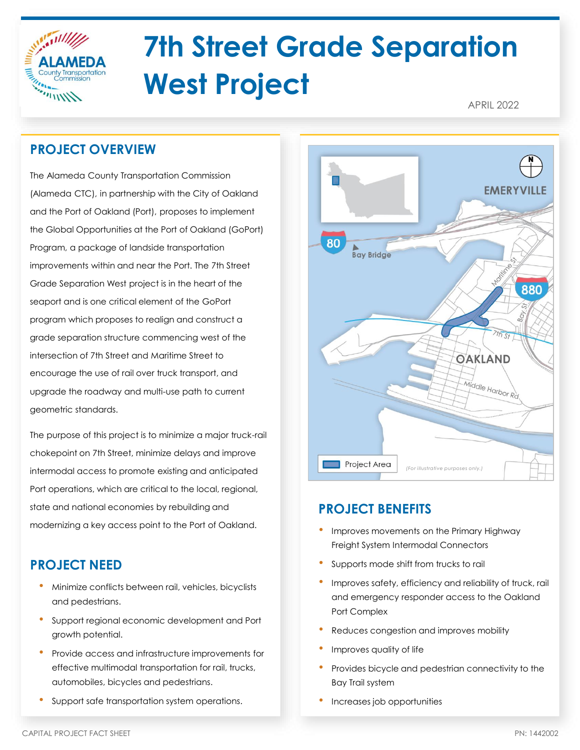# 7th Street Grade Separation West Project

APRIL 2022

## PROJECT OVERVIEW

The Alameda County Transportation Commission (Alameda CTC), in partnership with the City of Oakland and the Port of Oakland (Port), proposes to implement the Global Opportunities at the Port of Oakland (GoPort) Program, a package of landside transportation improvements within and near the Port. The 7th Street Grade Separation West project is in the heart of the seaport and is one critical element of the GoPort program which proposes to realign and construct a grade separation structure commencing west of the intersection of 7th Street and Maritime Street to encourage the use of rail over truck transport, and upgrade the roadway and multi-use path to current geometric standards.

The purpose of this project is to minimize a major truck-rail chokepoint on 7th Street, minimize delays and improve intermodal access to promote existing and anticipated Port operations, which are critical to the local, regional, state and national economies by rebuilding and modernizing a key access point to the Port of Oakland.

## PROJECT NEED

- Minimize conflicts between rail, vehicles, bicyclists and pedestrians.
- Support regional economic development and Port growth potential.
- Provide access and infrastructure improvements for effective multimodal transportation for rail, trucks, automobiles, bicycles and pedestrians.
- Support safe transportation system operations.

EMERYVILLE

80 Bay Bridge

Maritime St

880

Bay St

7th St

OAKLAND

Middle Harbor Rd

Project Area

*(For illustrative purposes only.)*

## PROJECT BENEFITS

- Improves movements on the Primary Highway Freight System Intermodal Connectors
- Supports mode shift from trucks to rail
- Improves safety, efficiency and reliability of truck, rail and emergency responder access to the Oakland Port Complex
- Reduces congestion and improves mobility
- Improves quality of life
- Provides bicycle and pedestrian connectivity to the Bay Trail system
- Increases job opportunities

CAPITAL PROJECT FACT SHEET

PN: 1442002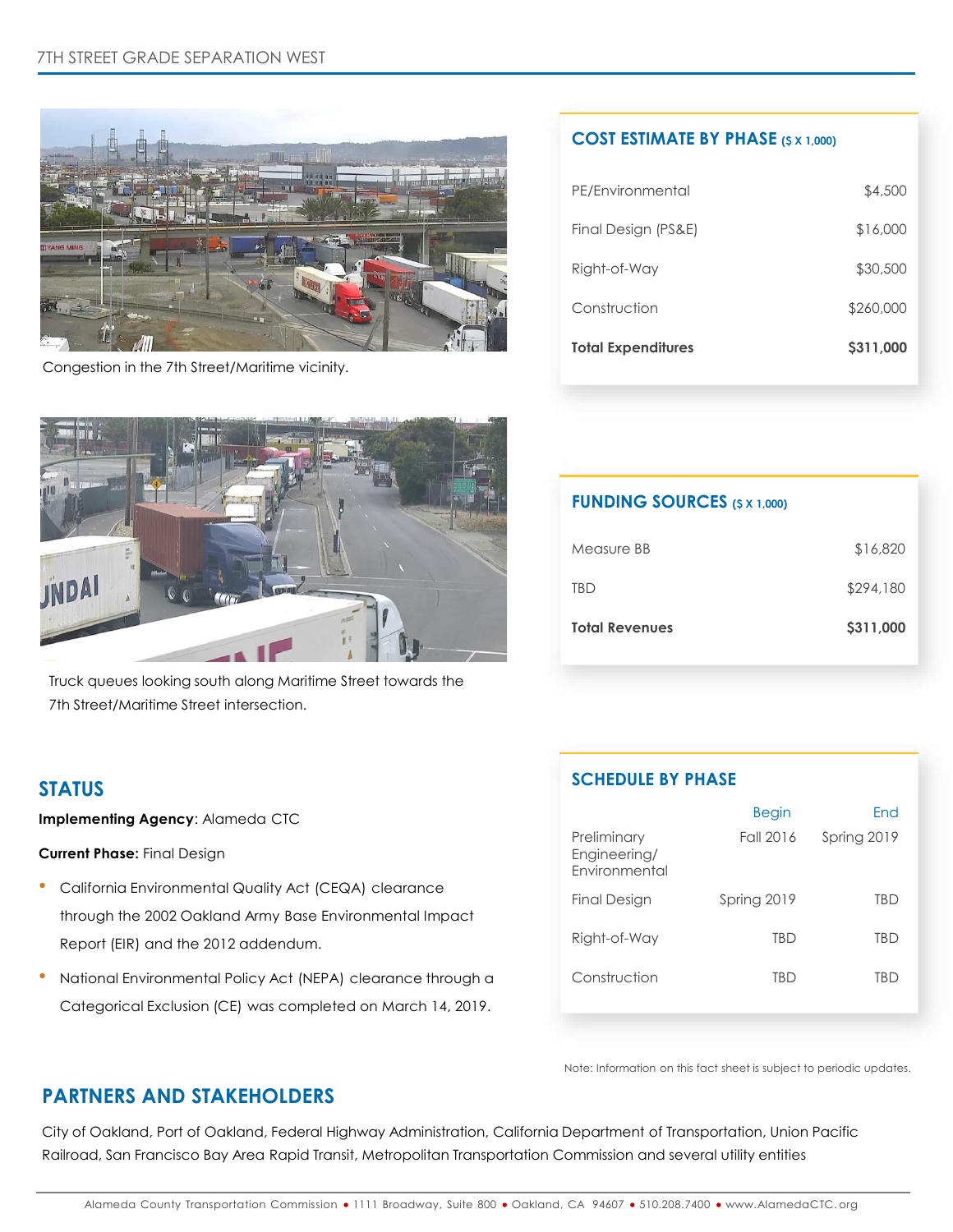Congestion in the 7th Street/Maritime vicinity.

Truck queues looking south along Maritime Street towards the 7th Street/Maritime Street intersection.

## COST ESTIMATE BY PHASE ($ x 1,000)

| | |
|---|---|
| PE/Environmental | $4,500 |
| Final Design (PS&E) | $16,000 |
| Right-of-Way | $30,500 |
| Construction | $260,000 |
| **Total Expenditures** | **$311,000** |

## FUNDING SOURCES ($ x 1,000)

| | |
|---|---|
| Measure BB | $16,820 |
| TBD | $294,180 |
| **Total Revenues** | **$311,000** |

## STATUS

**Implementing Agency**: Alameda CTC

**Current Phase:** Final Design

- California Environmental Quality Act (CEQA) clearance through the 2002 Oakland Army Base Environmental Impact Report (EIR) and the 2012 addendum.
- National Environmental Policy Act (NEPA) clearance through a Categorical Exclusion (CE) was completed on March 14, 2019.

## SCHEDULE BY PHASE

| | Begin | End |
|---|---|---|
| Preliminary Engineering/ Environmental | Fall 2016 | Spring 2019 |
| Final Design | Spring 2019 | TBD |
| Right-of-Way | TBD | TBD |
| Construction | TBD | TBD |

Note: Information on this fact sheet is subject to periodic updates.

## PARTNERS AND STAKEHOLDERS

City of Oakland, Port of Oakland, Federal Highway Administration, California Department of Transportation, Union Pacific Railroad, San Francisco Bay Area Rapid Transit, Metropolitan Transportation Commission and several utility entities